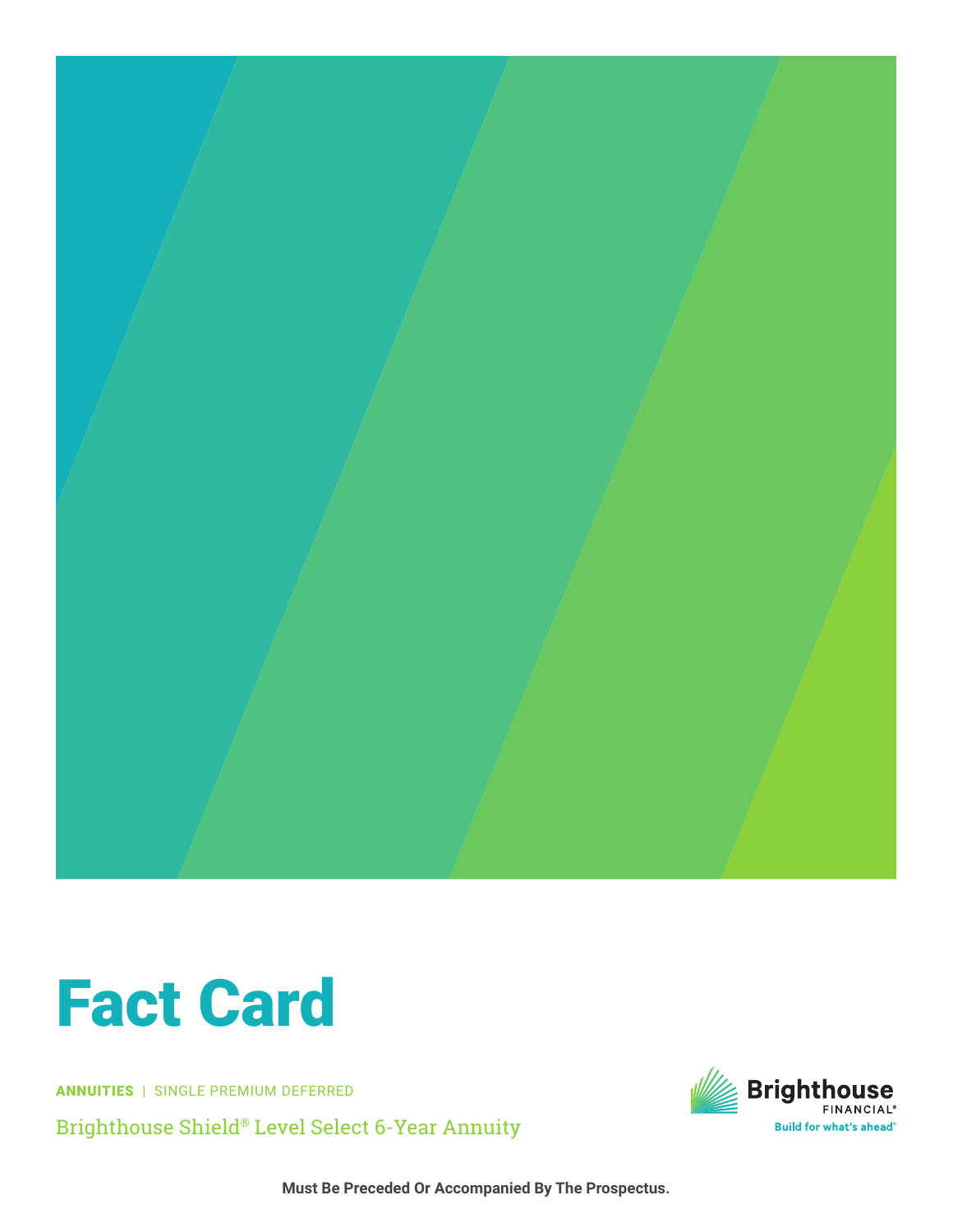# Fact Card

**ANNUITIES** | SINGLE PREMIUM DEFERRED

Brighthouse Shield® Level Select 6-Year Annuity

Brighthouse FINANCIAL®
Build for what's ahead®

**Must Be Preceded Or Accompanied By The Prospectus.**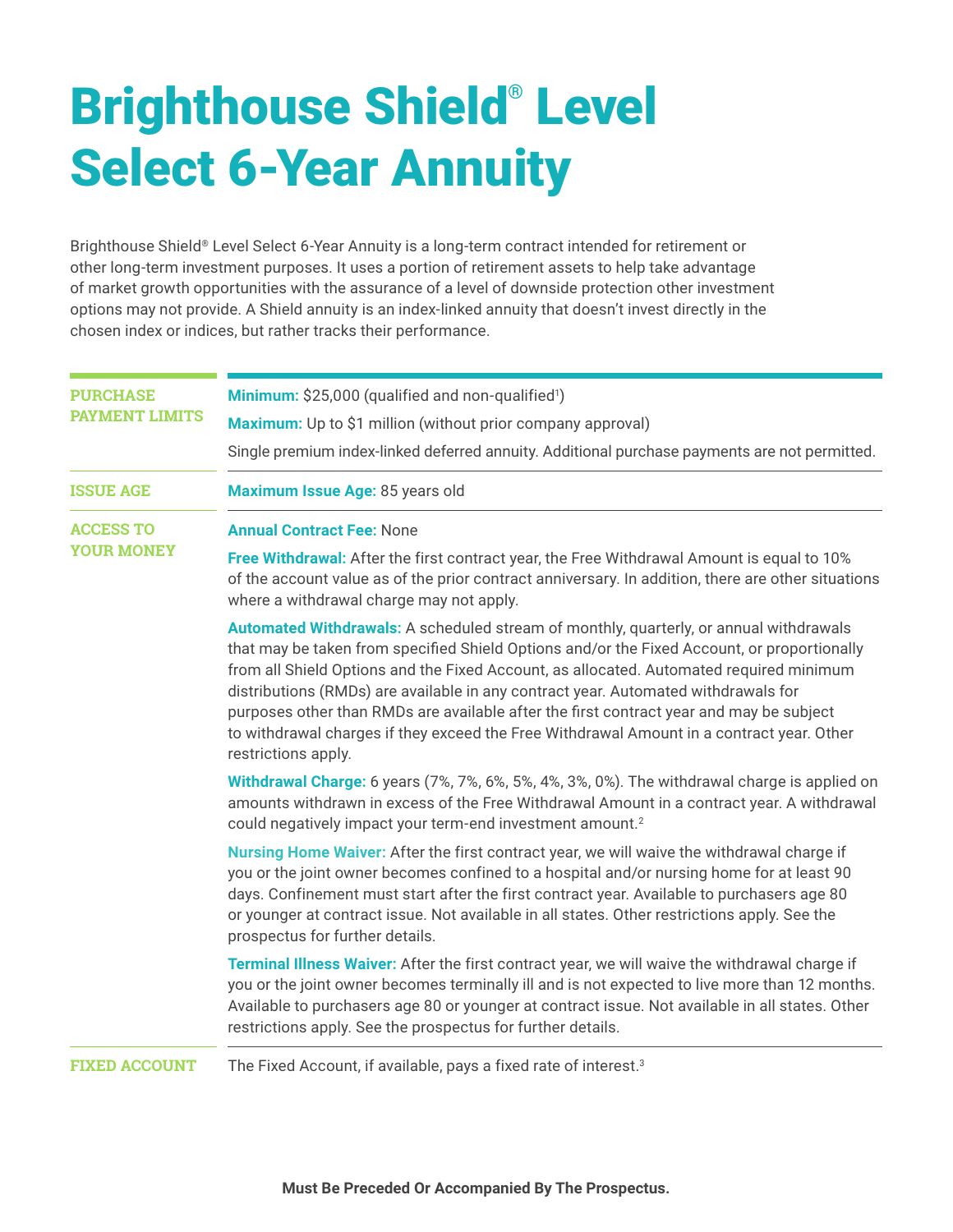# Brighthouse Shield® Level Select 6-Year Annuity

Brighthouse Shield® Level Select 6-Year Annuity is a long-term contract intended for retirement or other long-term investment purposes. It uses a portion of retirement assets to help take advantage of market growth opportunities with the assurance of a level of downside protection other investment options may not provide. A Shield annuity is an index-linked annuity that doesn't invest directly in the chosen index or indices, but rather tracks their performance.

## PURCHASE PAYMENT LIMITS

**Minimum:** $25,000 (qualified and non-qualified[1])

**Maximum:** Up to $1 million (without prior company approval)

Single premium index-linked deferred annuity. Additional purchase payments are not permitted.

## ISSUE AGE

**Maximum Issue Age:** 85 years old

## ACCESS TO YOUR MONEY

**Annual Contract Fee:** None

**Free Withdrawal:** After the first contract year, the Free Withdrawal Amount is equal to 10% of the account value as of the prior contract anniversary. In addition, there are other situations where a withdrawal charge may not apply.

**Automated Withdrawals:** A scheduled stream of monthly, quarterly, or annual withdrawals that may be taken from specified Shield Options and/or the Fixed Account, or proportionally from all Shield Options and the Fixed Account, as allocated. Automated required minimum distributions (RMDs) are available in any contract year. Automated withdrawals for purposes other than RMDs are available after the first contract year and may be subject to withdrawal charges if they exceed the Free Withdrawal Amount in a contract year. Other restrictions apply.

**Withdrawal Charge:** 6 years (7%, 7%, 6%, 5%, 4%, 3%, 0%). The withdrawal charge is applied on amounts withdrawn in excess of the Free Withdrawal Amount in a contract year. A withdrawal could negatively impact your term-end investment amount.[2]

**Nursing Home Waiver:** After the first contract year, we will waive the withdrawal charge if you or the joint owner becomes confined to a hospital and/or nursing home for at least 90 days. Confinement must start after the first contract year. Available to purchasers age 80 or younger at contract issue. Not available in all states. Other restrictions apply. See the prospectus for further details.

**Terminal Illness Waiver:** After the first contract year, we will waive the withdrawal charge if you or the joint owner becomes terminally ill and is not expected to live more than 12 months. Available to purchasers age 80 or younger at contract issue. Not available in all states. Other restrictions apply. See the prospectus for further details.

## FIXED ACCOUNT

The Fixed Account, if available, pays a fixed rate of interest.[3]

**Must Be Preceded Or Accompanied By The Prospectus.**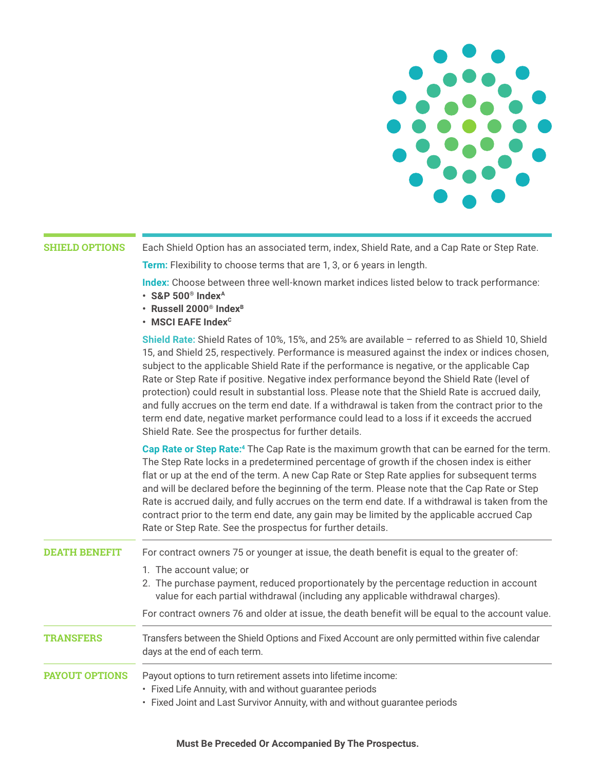## SHIELD OPTIONS

Each Shield Option has an associated term, index, Shield Rate, and a Cap Rate or Step Rate.

**Term:** Flexibility to choose terms that are 1, 3, or 6 years in length.

**Index:** Choose between three well-known market indices listed below to track performance:

- **S&P 500® Index[A]**
- **Russell 2000® Index[B]**
- **MSCI EAFE Index[C]**

**Shield Rate:** Shield Rates of 10%, 15%, and 25% are available – referred to as Shield 10, Shield 15, and Shield 25, respectively. Performance is measured against the index or indices chosen, subject to the applicable Shield Rate if the performance is negative, or the applicable Cap Rate or Step Rate if positive. Negative index performance beyond the Shield Rate (level of protection) could result in substantial loss. Please note that the Shield Rate is accrued daily, and fully accrues on the term end date. If a withdrawal is taken from the contract prior to the term end date, negative market performance could lead to a loss if it exceeds the accrued Shield Rate. See the prospectus for further details.

**Cap Rate or Step Rate:[4]** The Cap Rate is the maximum growth that can be earned for the term. The Step Rate locks in a predetermined percentage of growth if the chosen index is either flat or up at the end of the term. A new Cap Rate or Step Rate applies for subsequent terms and will be declared before the beginning of the term. Please note that the Cap Rate or Step Rate is accrued daily, and fully accrues on the term end date. If a withdrawal is taken from the contract prior to the term end date, any gain may be limited by the applicable accrued Cap Rate or Step Rate. See the prospectus for further details.

## DEATH BENEFIT

For contract owners 75 or younger at issue, the death benefit is equal to the greater of:

1. The account value; or
2. The purchase payment, reduced proportionately by the percentage reduction in account value for each partial withdrawal (including any applicable withdrawal charges).

For contract owners 76 and older at issue, the death benefit will be equal to the account value.

## TRANSFERS

Transfers between the Shield Options and Fixed Account are only permitted within five calendar days at the end of each term.

## PAYOUT OPTIONS

Payout options to turn retirement assets into lifetime income:

- Fixed Life Annuity, with and without guarantee periods
- Fixed Joint and Last Survivor Annuity, with and without guarantee periods

**Must Be Preceded Or Accompanied By The Prospectus.**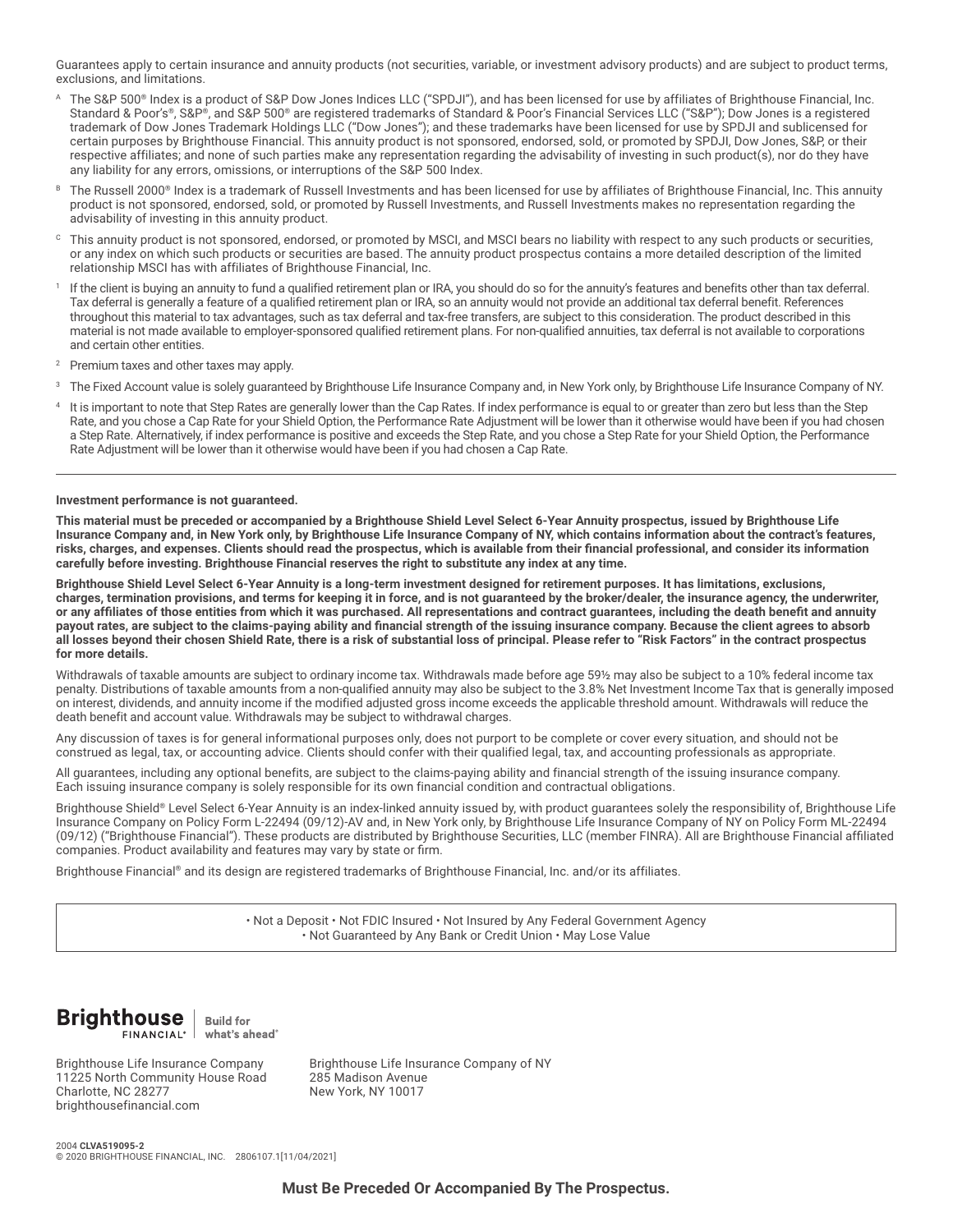Guarantees apply to certain insurance and annuity products (not securities, variable, or investment advisory products) and are subject to product terms, exclusions, and limitations.

[A] The S&P 500® Index is a product of S&P Dow Jones Indices LLC ("SPDJI"), and has been licensed for use by affiliates of Brighthouse Financial, Inc. Standard & Poor's®, S&P®, and S&P 500® are registered trademarks of Standard & Poor's Financial Services LLC ("S&P"); Dow Jones is a registered trademark of Dow Jones Trademark Holdings LLC ("Dow Jones"); and these trademarks have been licensed for use by SPDJI and sublicensed for certain purposes by Brighthouse Financial. This annuity product is not sponsored, endorsed, sold, or promoted by SPDJI, Dow Jones, S&P, or their respective affiliates; and none of such parties make any representation regarding the advisability of investing in such product(s), nor do they have any liability for any errors, omissions, or interruptions of the S&P 500 Index.

[B] The Russell 2000® Index is a trademark of Russell Investments and has been licensed for use by affiliates of Brighthouse Financial, Inc. This annuity product is not sponsored, endorsed, sold, or promoted by Russell Investments, and Russell Investments makes no representation regarding the advisability of investing in this annuity product.

[C] This annuity product is not sponsored, endorsed, or promoted by MSCI, and MSCI bears no liability with respect to any such products or securities, or any index on which such products or securities are based. The annuity product prospectus contains a more detailed description of the limited relationship MSCI has with affiliates of Brighthouse Financial, Inc.

[1] If the client is buying an annuity to fund a qualified retirement plan or IRA, you should do so for the annuity's features and benefits other than tax deferral. Tax deferral is generally a feature of a qualified retirement plan or IRA, so an annuity would not provide an additional tax deferral benefit. References throughout this material to tax advantages, such as tax deferral and tax-free transfers, are subject to this consideration. The product described in this material is not made available to employer-sponsored qualified retirement plans. For non-qualified annuities, tax deferral is not available to corporations and certain other entities.

[2] Premium taxes and other taxes may apply.

[3] The Fixed Account value is solely guaranteed by Brighthouse Life Insurance Company and, in New York only, by Brighthouse Life Insurance Company of NY.

[4] It is important to note that Step Rates are generally lower than the Cap Rates. If index performance is equal to or greater than zero but less than the Step Rate, and you chose a Cap Rate for your Shield Option, the Performance Rate Adjustment will be lower than it otherwise would have been if you had chosen a Step Rate. Alternatively, if index performance is positive and exceeds the Step Rate, and you chose a Step Rate for your Shield Option, the Performance Rate Adjustment will be lower than it otherwise would have been if you had chosen a Cap Rate.

---

**Investment performance is not guaranteed.**

**This material must be preceded or accompanied by a Brighthouse Shield Level Select 6-Year Annuity prospectus, issued by Brighthouse Life Insurance Company and, in New York only, by Brighthouse Life Insurance Company of NY, which contains information about the contract's features, risks, charges, and expenses. Clients should read the prospectus, which is available from their financial professional, and consider its information carefully before investing. Brighthouse Financial reserves the right to substitute any index at any time.**

**Brighthouse Shield Level Select 6-Year Annuity is a long-term investment designed for retirement purposes. It has limitations, exclusions, charges, termination provisions, and terms for keeping it in force, and is not guaranteed by the broker/dealer, the insurance agency, the underwriter, or any affiliates of those entities from which it was purchased. All representations and contract guarantees, including the death benefit and annuity payout rates, are subject to the claims-paying ability and financial strength of the issuing insurance company. Because the client agrees to absorb all losses beyond their chosen Shield Rate, there is a risk of substantial loss of principal. Please refer to "Risk Factors" in the contract prospectus for more details.**

Withdrawals of taxable amounts are subject to ordinary income tax. Withdrawals made before age 59½ may also be subject to a 10% federal income tax penalty. Distributions of taxable amounts from a non-qualified annuity may also be subject to the 3.8% Net Investment Income Tax that is generally imposed on interest, dividends, and annuity income if the modified adjusted gross income exceeds the applicable threshold amount. Withdrawals will reduce the death benefit and account value. Withdrawals may be subject to withdrawal charges.

Any discussion of taxes is for general informational purposes only, does not purport to be complete or cover every situation, and should not be construed as legal, tax, or accounting advice. Clients should confer with their qualified legal, tax, and accounting professionals as appropriate.

All guarantees, including any optional benefits, are subject to the claims-paying ability and financial strength of the issuing insurance company. Each issuing insurance company is solely responsible for its own financial condition and contractual obligations.

Brighthouse Shield® Level Select 6-Year Annuity is an index-linked annuity issued by, with product guarantees solely the responsibility of, Brighthouse Life Insurance Company on Policy Form L-22494 (09/12)-AV and, in New York only, by Brighthouse Life Insurance Company of NY on Policy Form ML-22494 (09/12) ("Brighthouse Financial"). These products are distributed by Brighthouse Securities, LLC (member FINRA). All are Brighthouse Financial affiliated companies. Product availability and features may vary by state or firm.

Brighthouse Financial® and its design are registered trademarks of Brighthouse Financial, Inc. and/or its affiliates.

• Not a Deposit • Not FDIC Insured • Not Insured by Any Federal Government Agency
• Not Guaranteed by Any Bank or Credit Union • May Lose Value

**Brighthouse** FINANCIAL® | **Build for what's ahead®**

Brighthouse Life Insurance Company
11225 North Community House Road
Charlotte, NC 28277
brighthousefinancial.com

Brighthouse Life Insurance Company of NY
285 Madison Avenue
New York, NY 10017

2004 **CLVA519095-2**
© 2020 BRIGHTHOUSE FINANCIAL, INC. 2806107.1[11/04/2021]

**Must Be Preceded Or Accompanied By The Prospectus.**